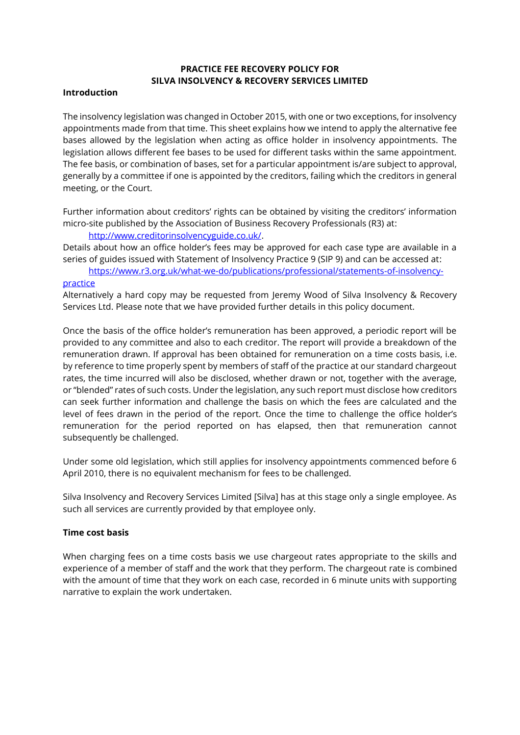**PRACTICE FEE RECOVERY POLICY FOR SILVA INSOLVENCY & RECOVERY SERVICES LIMITED**

## Introduction

The insolvency legislation was changed in October 2015, with one or two exceptions, for insolvency appointments made from that time. This sheet explains how we intend to apply the alternative fee bases allowed by the legislation when acting as office holder in insolvency appointments. The legislation allows different fee bases to be used for different tasks within the same appointment. The fee basis, or combination of bases, set for a particular appointment is/are subject to approval, generally by a committee if one is appointed by the creditors, failing which the creditors in general meeting, or the Court.

Further information about creditors' rights can be obtained by visiting the creditors' information micro-site published by the Association of Business Recovery Professionals (R3) at:

[http://www.creditorinsolvencyguide.co.uk/](http://www.creditorinsolvencyguide.co.uk/).

Details about how an office holder's fees may be approved for each case type are available in a series of guides issued with Statement of Insolvency Practice 9 (SIP 9) and can be accessed at:

[https://www.r3.org.uk/what-we-do/publications/professional/statements-of-insolvency-practice](https://www.r3.org.uk/what-we-do/publications/professional/statements-of-insolvency-practice)

Alternatively a hard copy may be requested from Jeremy Wood of Silva Insolvency & Recovery Services Ltd. Please note that we have provided further details in this policy document.

Once the basis of the office holder's remuneration has been approved, a periodic report will be provided to any committee and also to each creditor. The report will provide a breakdown of the remuneration drawn. If approval has been obtained for remuneration on a time costs basis, i.e. by reference to time properly spent by members of staff of the practice at our standard chargeout rates, the time incurred will also be disclosed, whether drawn or not, together with the average, or "blended" rates of such costs. Under the legislation, any such report must disclose how creditors can seek further information and challenge the basis on which the fees are calculated and the level of fees drawn in the period of the report. Once the time to challenge the office holder's remuneration for the period reported on has elapsed, then that remuneration cannot subsequently be challenged.

Under some old legislation, which still applies for insolvency appointments commenced before 6 April 2010, there is no equivalent mechanism for fees to be challenged.

Silva Insolvency and Recovery Services Limited [Silva] has at this stage only a single employee. As such all services are currently provided by that employee only.

## Time cost basis

When charging fees on a time costs basis we use chargeout rates appropriate to the skills and experience of a member of staff and the work that they perform. The chargeout rate is combined with the amount of time that they work on each case, recorded in 6 minute units with supporting narrative to explain the work undertaken.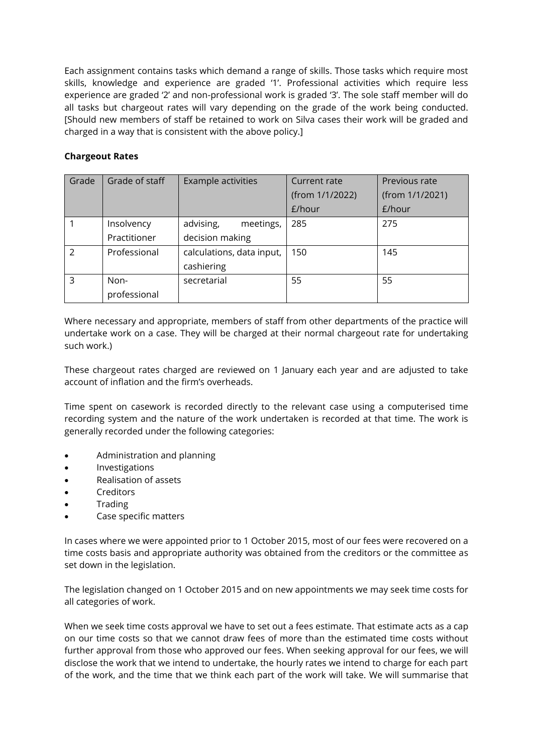Each assignment contains tasks which demand a range of skills. Those tasks which require most skills, knowledge and experience are graded '1'. Professional activities which require less experience are graded '2' and non-professional work is graded '3'. The sole staff member will do all tasks but chargeout rates will vary depending on the grade of the work being conducted. [Should new members of staff be retained to work on Silva cases their work will be graded and charged in a way that is consistent with the above policy.]

**Chargeout Rates**

| Grade | Grade of staff | Example activities | Current rate (from 1/1/2022) £/hour | Previous rate (from 1/1/2021) £/hour |
|---|---|---|---|---|
| 1 | Insolvency Practitioner | advising, meetings, decision making | 285 | 275 |
| 2 | Professional | calculations, data input, cashiering | 150 | 145 |
| 3 | Non-professional | secretarial | 55 | 55 |

Where necessary and appropriate, members of staff from other departments of the practice will undertake work on a case. They will be charged at their normal chargeout rate for undertaking such work.)

These chargeout rates charged are reviewed on 1 January each year and are adjusted to take account of inflation and the firm's overheads.

Time spent on casework is recorded directly to the relevant case using a computerised time recording system and the nature of the work undertaken is recorded at that time. The work is generally recorded under the following categories:

- Administration and planning
- Investigations
- Realisation of assets
- Creditors
- Trading
- Case specific matters

In cases where we were appointed prior to 1 October 2015, most of our fees were recovered on a time costs basis and appropriate authority was obtained from the creditors or the committee as set down in the legislation.

The legislation changed on 1 October 2015 and on new appointments we may seek time costs for all categories of work.

When we seek time costs approval we have to set out a fees estimate. That estimate acts as a cap on our time costs so that we cannot draw fees of more than the estimated time costs without further approval from those who approved our fees. When seeking approval for our fees, we will disclose the work that we intend to undertake, the hourly rates we intend to charge for each part of the work, and the time that we think each part of the work will take. We will summarise that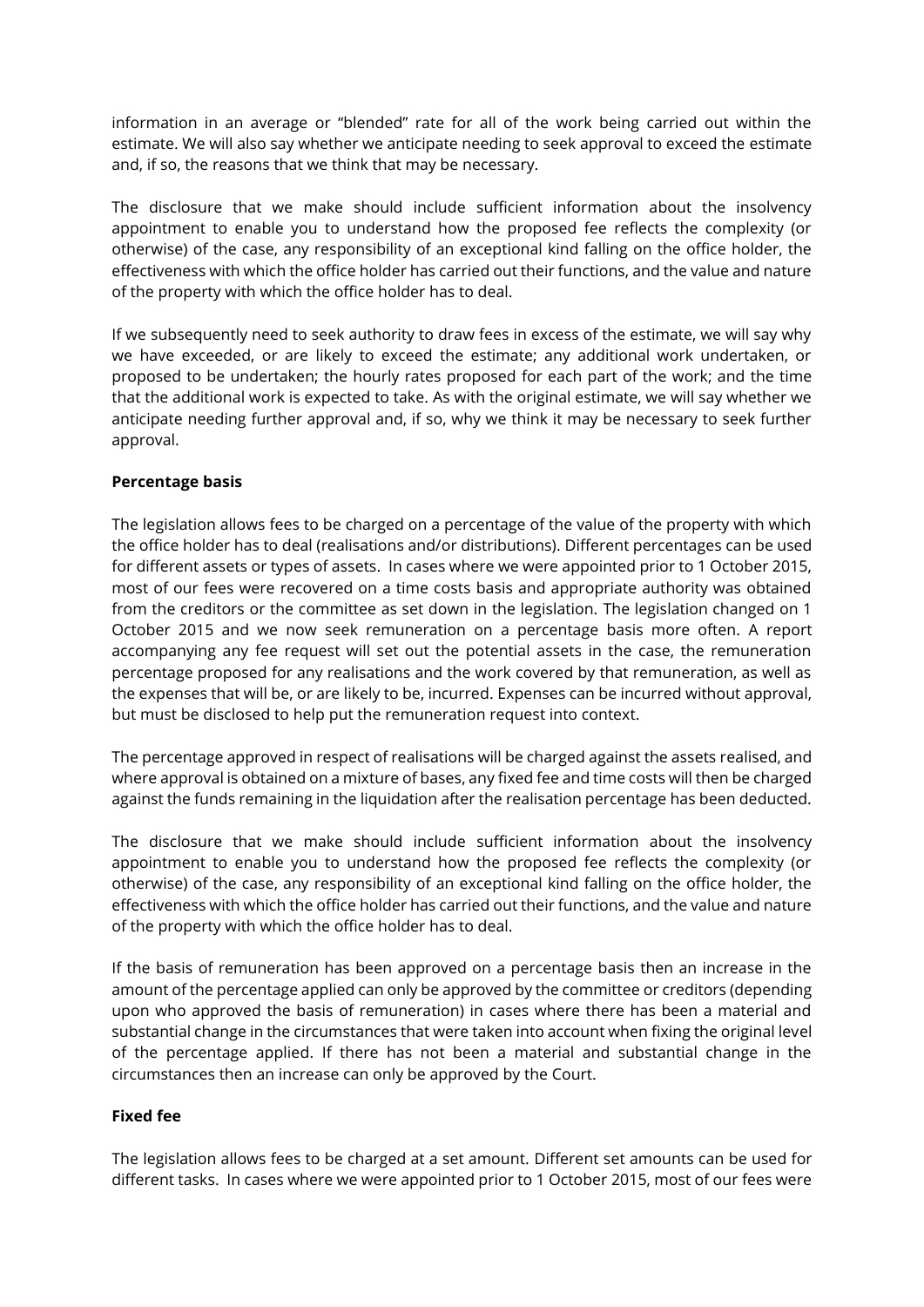information in an average or "blended" rate for all of the work being carried out within the estimate. We will also say whether we anticipate needing to seek approval to exceed the estimate and, if so, the reasons that we think that may be necessary.

The disclosure that we make should include sufficient information about the insolvency appointment to enable you to understand how the proposed fee reflects the complexity (or otherwise) of the case, any responsibility of an exceptional kind falling on the office holder, the effectiveness with which the office holder has carried out their functions, and the value and nature of the property with which the office holder has to deal.

If we subsequently need to seek authority to draw fees in excess of the estimate, we will say why we have exceeded, or are likely to exceed the estimate; any additional work undertaken, or proposed to be undertaken; the hourly rates proposed for each part of the work; and the time that the additional work is expected to take. As with the original estimate, we will say whether we anticipate needing further approval and, if so, why we think it may be necessary to seek further approval.

**Percentage basis**

The legislation allows fees to be charged on a percentage of the value of the property with which the office holder has to deal (realisations and/or distributions). Different percentages can be used for different assets or types of assets. In cases where we were appointed prior to 1 October 2015, most of our fees were recovered on a time costs basis and appropriate authority was obtained from the creditors or the committee as set down in the legislation. The legislation changed on 1 October 2015 and we now seek remuneration on a percentage basis more often. A report accompanying any fee request will set out the potential assets in the case, the remuneration percentage proposed for any realisations and the work covered by that remuneration, as well as the expenses that will be, or are likely to be, incurred. Expenses can be incurred without approval, but must be disclosed to help put the remuneration request into context.

The percentage approved in respect of realisations will be charged against the assets realised, and where approval is obtained on a mixture of bases, any fixed fee and time costs will then be charged against the funds remaining in the liquidation after the realisation percentage has been deducted.

The disclosure that we make should include sufficient information about the insolvency appointment to enable you to understand how the proposed fee reflects the complexity (or otherwise) of the case, any responsibility of an exceptional kind falling on the office holder, the effectiveness with which the office holder has carried out their functions, and the value and nature of the property with which the office holder has to deal.

If the basis of remuneration has been approved on a percentage basis then an increase in the amount of the percentage applied can only be approved by the committee or creditors (depending upon who approved the basis of remuneration) in cases where there has been a material and substantial change in the circumstances that were taken into account when fixing the original level of the percentage applied. If there has not been a material and substantial change in the circumstances then an increase can only be approved by the Court.

**Fixed fee**

The legislation allows fees to be charged at a set amount. Different set amounts can be used for different tasks. In cases where we were appointed prior to 1 October 2015, most of our fees were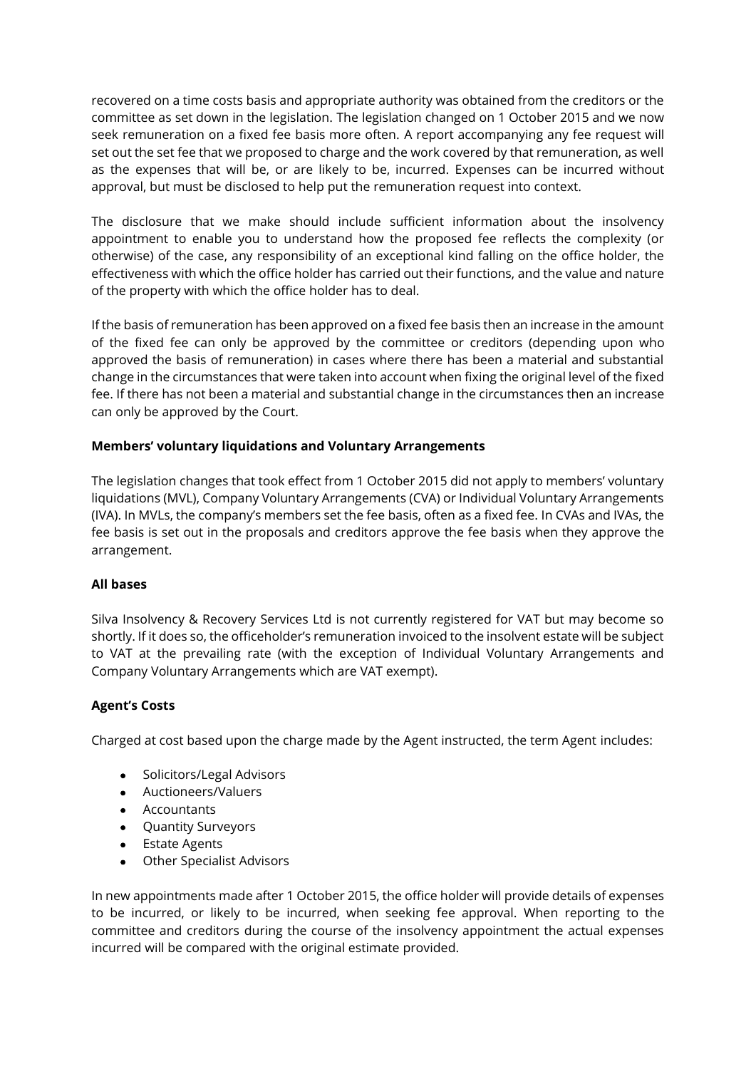recovered on a time costs basis and appropriate authority was obtained from the creditors or the committee as set down in the legislation. The legislation changed on 1 October 2015 and we now seek remuneration on a fixed fee basis more often. A report accompanying any fee request will set out the set fee that we proposed to charge and the work covered by that remuneration, as well as the expenses that will be, or are likely to be, incurred. Expenses can be incurred without approval, but must be disclosed to help put the remuneration request into context.

The disclosure that we make should include sufficient information about the insolvency appointment to enable you to understand how the proposed fee reflects the complexity (or otherwise) of the case, any responsibility of an exceptional kind falling on the office holder, the effectiveness with which the office holder has carried out their functions, and the value and nature of the property with which the office holder has to deal.

If the basis of remuneration has been approved on a fixed fee basis then an increase in the amount of the fixed fee can only be approved by the committee or creditors (depending upon who approved the basis of remuneration) in cases where there has been a material and substantial change in the circumstances that were taken into account when fixing the original level of the fixed fee. If there has not been a material and substantial change in the circumstances then an increase can only be approved by the Court.

**Members' voluntary liquidations and Voluntary Arrangements**

The legislation changes that took effect from 1 October 2015 did not apply to members' voluntary liquidations (MVL), Company Voluntary Arrangements (CVA) or Individual Voluntary Arrangements (IVA). In MVLs, the company's members set the fee basis, often as a fixed fee. In CVAs and IVAs, the fee basis is set out in the proposals and creditors approve the fee basis when they approve the arrangement.

**All bases**

Silva Insolvency & Recovery Services Ltd is not currently registered for VAT but may become so shortly. If it does so, the officeholder's remuneration invoiced to the insolvent estate will be subject to VAT at the prevailing rate (with the exception of Individual Voluntary Arrangements and Company Voluntary Arrangements which are VAT exempt).

**Agent's Costs**

Charged at cost based upon the charge made by the Agent instructed, the term Agent includes:

- Solicitors/Legal Advisors
- Auctioneers/Valuers
- Accountants
- Quantity Surveyors
- Estate Agents
- Other Specialist Advisors

In new appointments made after 1 October 2015, the office holder will provide details of expenses to be incurred, or likely to be incurred, when seeking fee approval. When reporting to the committee and creditors during the course of the insolvency appointment the actual expenses incurred will be compared with the original estimate provided.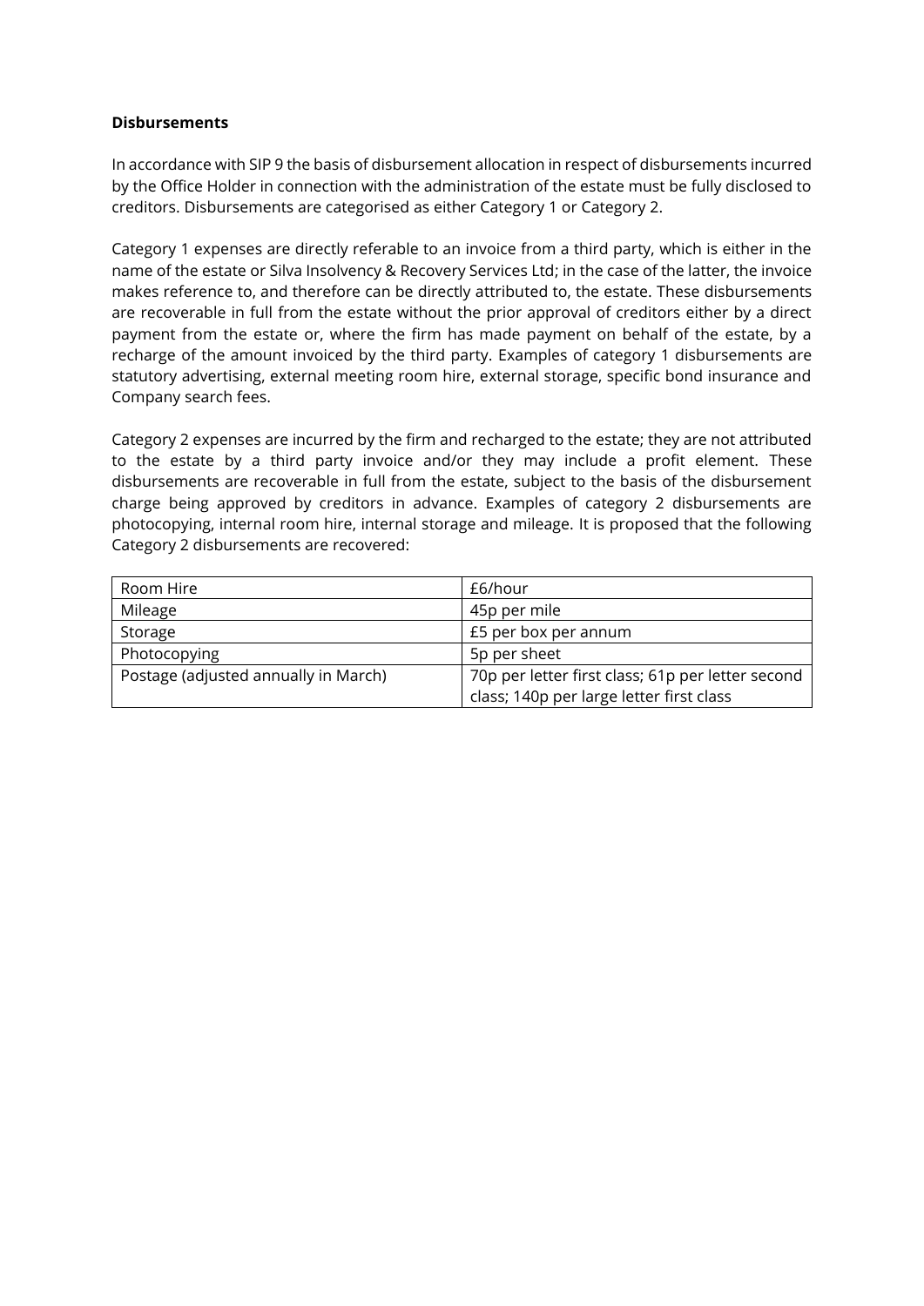**Disbursements**

In accordance with SIP 9 the basis of disbursement allocation in respect of disbursements incurred by the Office Holder in connection with the administration of the estate must be fully disclosed to creditors. Disbursements are categorised as either Category 1 or Category 2.

Category 1 expenses are directly referable to an invoice from a third party, which is either in the name of the estate or Silva Insolvency & Recovery Services Ltd; in the case of the latter, the invoice makes reference to, and therefore can be directly attributed to, the estate. These disbursements are recoverable in full from the estate without the prior approval of creditors either by a direct payment from the estate or, where the firm has made payment on behalf of the estate, by a recharge of the amount invoiced by the third party. Examples of category 1 disbursements are statutory advertising, external meeting room hire, external storage, specific bond insurance and Company search fees.

Category 2 expenses are incurred by the firm and recharged to the estate; they are not attributed to the estate by a third party invoice and/or they may include a profit element. These disbursements are recoverable in full from the estate, subject to the basis of the disbursement charge being approved by creditors in advance. Examples of category 2 disbursements are photocopying, internal room hire, internal storage and mileage. It is proposed that the following Category 2 disbursements are recovered:

| | |
|---|---|
| Room Hire | £6/hour |
| Mileage | 45p per mile |
| Storage | £5 per box per annum |
| Photocopying | 5p per sheet |
| Postage (adjusted annually in March) | 70p per letter first class; 61p per letter second class; 140p per large letter first class |